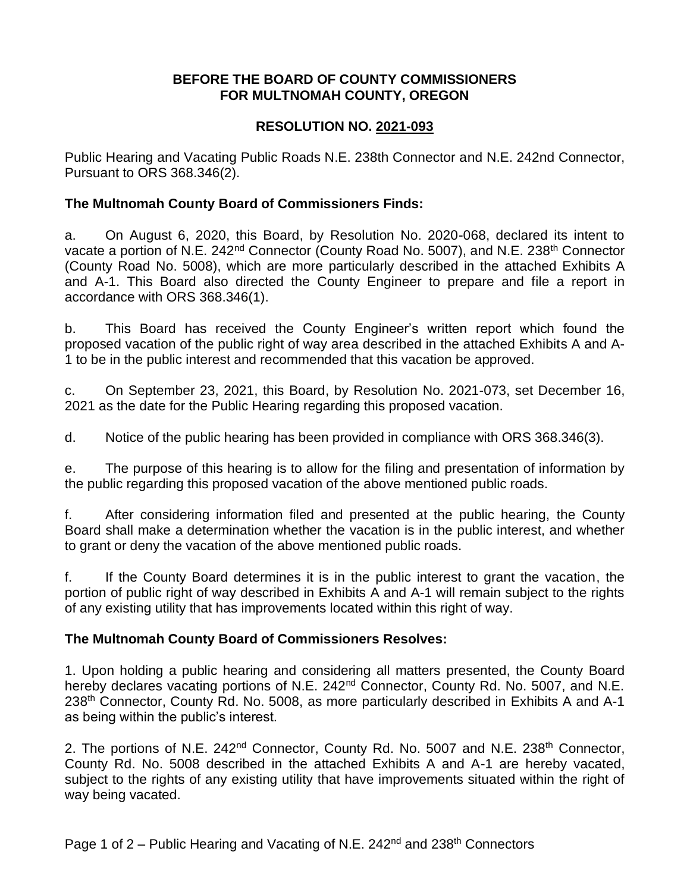**BEFORE THE BOARD OF COUNTY COMMISSIONERS**
**FOR MULTNOMAH COUNTY, OREGON**

**RESOLUTION NO. 2021-093**

Public Hearing and Vacating Public Roads N.E. 238th Connector and N.E. 242nd Connector, Pursuant to ORS 368.346(2).

**The Multnomah County Board of Commissioners Finds:**

a. On August 6, 2020, this Board, by Resolution No. 2020-068, declared its intent to vacate a portion of N.E. 242nd Connector (County Road No. 5007), and N.E. 238th Connector (County Road No. 5008), which are more particularly described in the attached Exhibits A and A-1. This Board also directed the County Engineer to prepare and file a report in accordance with ORS 368.346(1).

b. This Board has received the County Engineer's written report which found the proposed vacation of the public right of way area described in the attached Exhibits A and A-1 to be in the public interest and recommended that this vacation be approved.

c. On September 23, 2021, this Board, by Resolution No. 2021-073, set December 16, 2021 as the date for the Public Hearing regarding this proposed vacation.

d. Notice of the public hearing has been provided in compliance with ORS 368.346(3).

e. The purpose of this hearing is to allow for the filing and presentation of information by the public regarding this proposed vacation of the above mentioned public roads.

f. After considering information filed and presented at the public hearing, the County Board shall make a determination whether the vacation is in the public interest, and whether to grant or deny the vacation of the above mentioned public roads.

f. If the County Board determines it is in the public interest to grant the vacation, the portion of public right of way described in Exhibits A and A-1 will remain subject to the rights of any existing utility that has improvements located within this right of way.

**The Multnomah County Board of Commissioners Resolves:**

1. Upon holding a public hearing and considering all matters presented, the County Board hereby declares vacating portions of N.E. 242nd Connector, County Rd. No. 5007, and N.E. 238th Connector, County Rd. No. 5008, as more particularly described in Exhibits A and A-1 as being within the public's interest.

2. The portions of N.E. 242nd Connector, County Rd. No. 5007 and N.E. 238th Connector, County Rd. No. 5008 described in the attached Exhibits A and A-1 are hereby vacated, subject to the rights of any existing utility that have improvements situated within the right of way being vacated.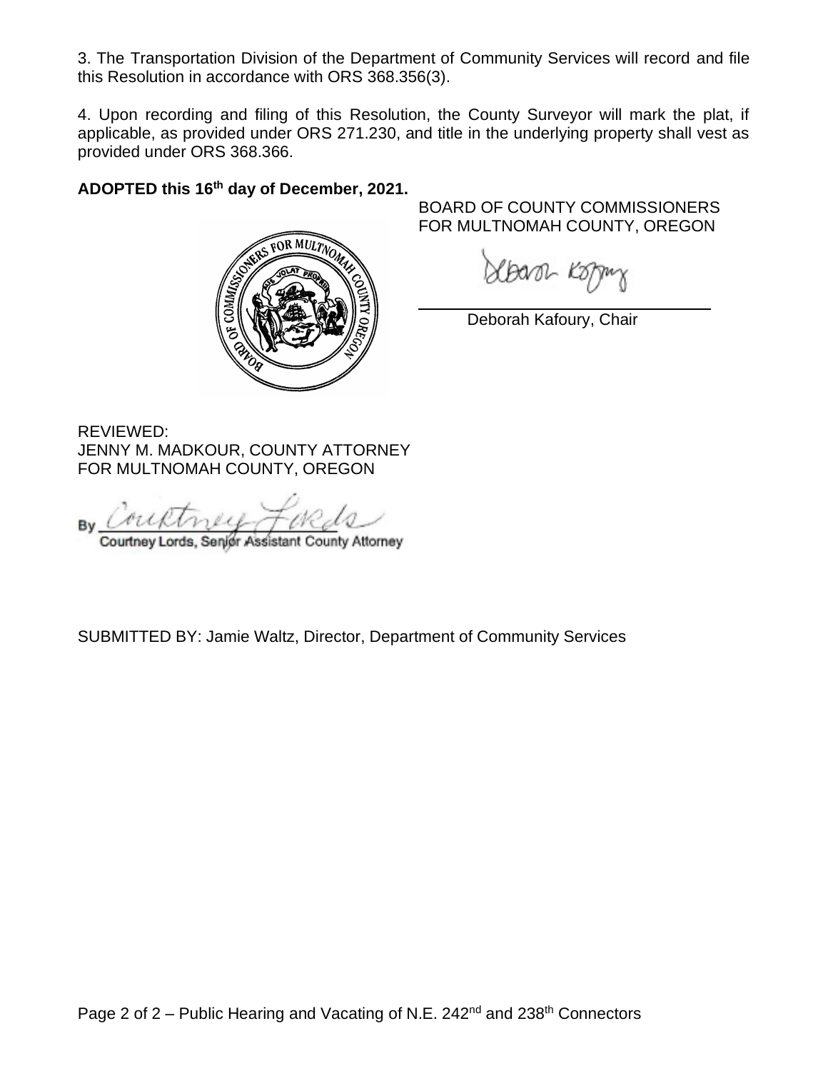3. The Transportation Division of the Department of Community Services will record and file this Resolution in accordance with ORS 368.356(3).

4. Upon recording and filing of this Resolution, the County Surveyor will mark the plat, if applicable, as provided under ORS 271.230, and title in the underlying property shall vest as provided under ORS 368.366.

**ADOPTED this 16th day of December, 2021.**

BOARD OF COUNTY COMMISSIONERS
FOR MULTNOMAH COUNTY, OREGON

Deborah Kafoury, Chair

REVIEWED:
JENNY M. MADKOUR, COUNTY ATTORNEY
FOR MULTNOMAH COUNTY, OREGON

By Courtney Lords, Senior Assistant County Attorney

SUBMITTED BY: Jamie Waltz, Director, Department of Community Services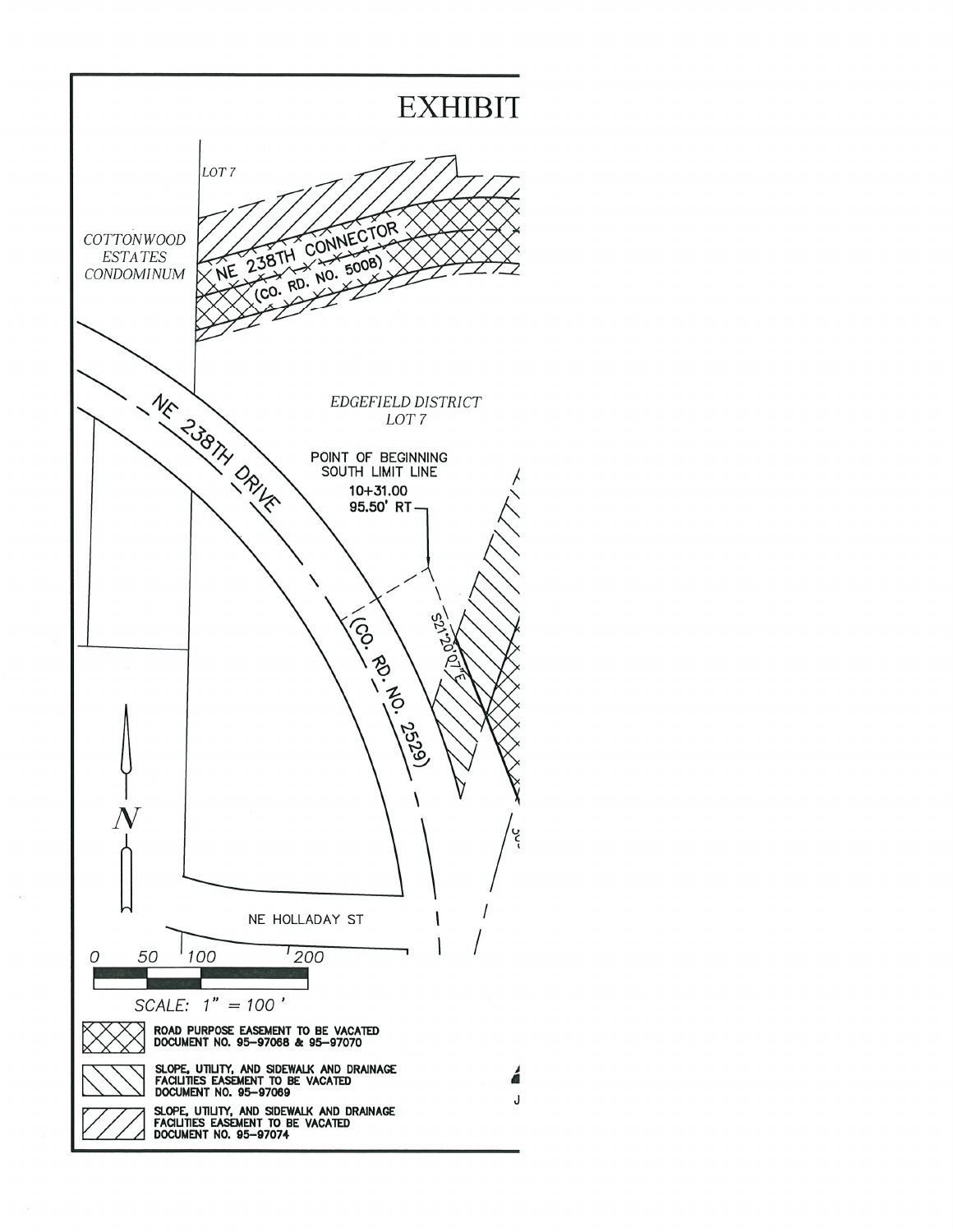# EXHIBIT

LOT 7

COTTONWOOD ESTATES CONDOMINUM

NE 238TH CONNECTOR (CO. RD. NO. 5008)

EDGEFIELD DISTRICT LOT 7

POINT OF BEGINNING
SOUTH LIMIT LINE
10+31.00
95.50' RT

NE 238TH DRIVE (CO. RD. NO. 2529)

S21°20'07"E

N

NE HOLLADAY ST

0 50 100 200

SCALE: 1" = 100 '

ROAD PURPOSE EASEMENT TO BE VACATED DOCUMENT NO. 95-97068 & 95-97070

SLOPE, UTILITY, AND SIDEWALK AND DRAINAGE FACILITIES EASEMENT TO BE VACATED DOCUMENT NO. 95-97069

SLOPE, UTILITY, AND SIDEWALK AND DRAINAGE FACILITIES EASEMENT TO BE VACATED DOCUMENT NO. 95-97074